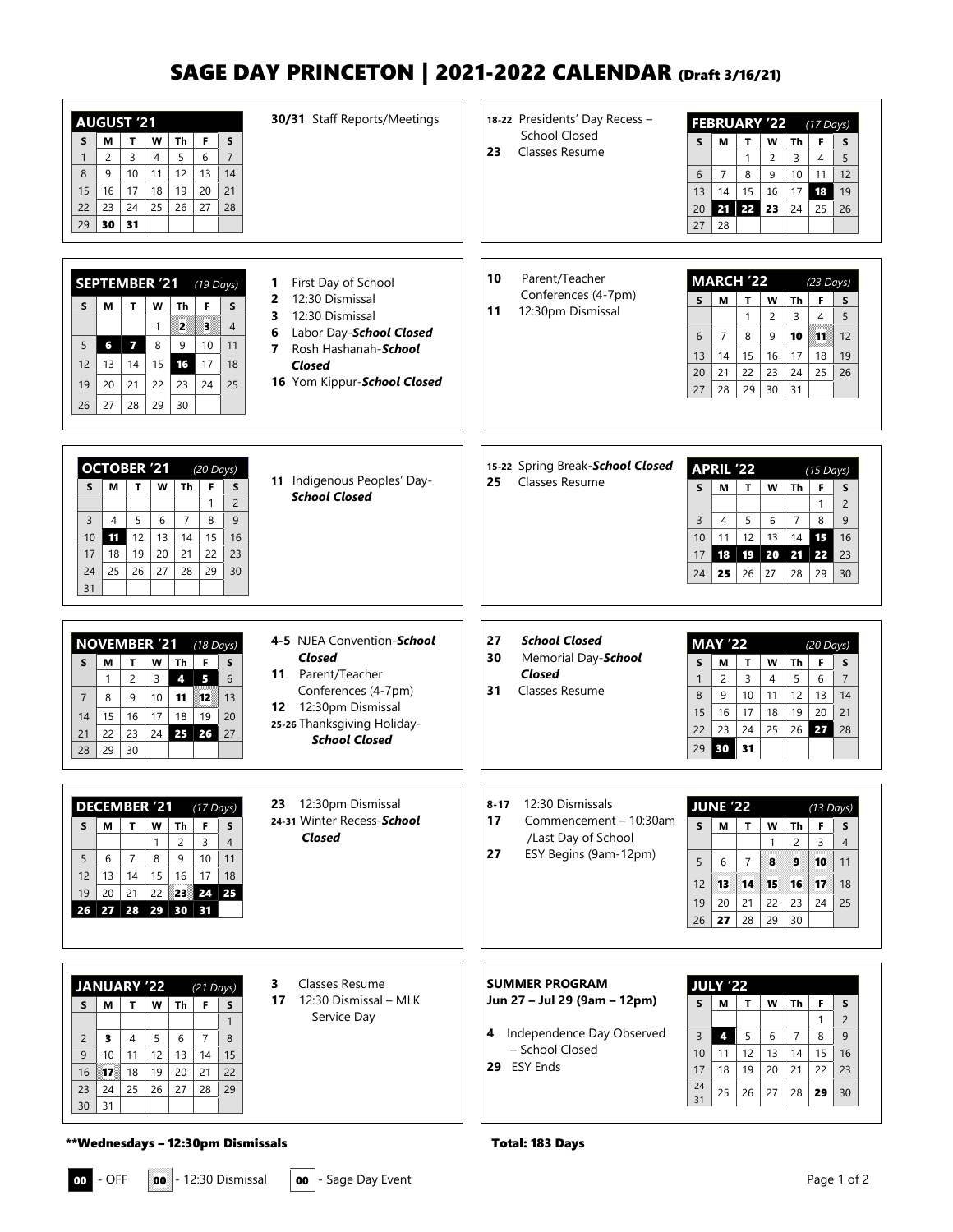# SAGE DAY PRINCETON | 2021-2022 CALENDAR (Draft 3/16/21)

## AUGUST '21

| S | M | T | W | Th | F | S |
|---|---|---|---|---|---|---|
| 1 | 2 | 3 | 4 | 5 | 6 | 7 |
| 8 | 9 | 10 | 11 | 12 | 13 | 14 |
| 15 | 16 | 17 | 18 | 19 | 20 | 21 |
| 22 | 23 | 24 | 25 | 26 | 27 | 28 |
| 29 | **30** | **31** | | | | |

**30/31** Staff Reports/Meetings

## SEPTEMBER '21 (19 Days)

| S | M | T | W | Th | F | S |
|---|---|---|---|---|---|---|
| | | | 1 | **2** | **3** | 4 |
| 5 | **6** | **7** | 8 | 9 | 10 | 11 |
| 12 | 13 | 14 | 15 | **16** | 17 | 18 |
| 19 | 20 | 21 | 22 | 23 | 24 | 25 |
| 26 | 27 | 28 | 29 | 30 | | |

**1** First Day of School
**2** 12:30 Dismissal
**3** 12:30 Dismissal
**6** Labor Day-***School Closed***
**7** Rosh Hashanah-***School Closed***
**16** Yom Kippur-***School Closed***

## OCTOBER '21 (20 Days)

| S | M | T | W | Th | F | S |
|---|---|---|---|---|---|---|
| | | | | | 1 | 2 |
| 3 | 4 | 5 | 6 | 7 | 8 | 9 |
| 10 | **11** | 12 | 13 | 14 | 15 | 16 |
| 17 | 18 | 19 | 20 | 21 | 22 | 23 |
| 24 | 25 | 26 | 27 | 28 | 29 | 30 |
| 31 | | | | | | |

**11** Indigenous Peoples' Day-***School Closed***

## NOVEMBER '21 (18 Days)

| S | M | T | W | Th | F | S |
|---|---|---|---|---|---|---|
| | 1 | 2 | 3 | **4** | **5** | 6 |
| 7 | 8 | 9 | 10 | **11** | **12** | 13 |
| 14 | 15 | 16 | 17 | 18 | 19 | 20 |
| 21 | 22 | 23 | 24 | **25** | **26** | 27 |
| 28 | 29 | 30 | | | | |

**4-5** NJEA Convention-***School Closed***
**11** Parent/Teacher Conferences (4-7pm)
**12** 12:30pm Dismissal
**25-26** Thanksgiving Holiday-***School Closed***

## DECEMBER '21 (17 Days)

| S | M | T | W | Th | F | S |
|---|---|---|---|---|---|---|
| | | | 1 | 2 | 3 | 4 |
| 5 | 6 | 7 | 8 | 9 | 10 | 11 |
| 12 | 13 | 14 | 15 | 16 | 17 | 18 |
| 19 | 20 | 21 | 22 | **23** | **24** | **25** |
| **26** | **27** | **28** | **29** | **30** | **31** | |

**23** 12:30pm Dismissal
**24-31** Winter Recess-***School Closed***

## JANUARY '22 (21 Days)

| S | M | T | W | Th | F | S |
|---|---|---|---|---|---|---|
| | | | | | | 1 |
| 2 | **3** | 4 | 5 | 6 | 7 | 8 |
| 9 | 10 | 11 | 12 | 13 | 14 | 15 |
| 16 | **17** | 18 | 19 | 20 | 21 | 22 |
| 23 | 24 | 25 | 26 | 27 | 28 | 29 |
| 30 | 31 | | | | | |

**3** Classes Resume
**17** 12:30 Dismissal – MLK Service Day

## FEBRUARY '22 (17 Days)

| S | M | T | W | Th | F | S |
|---|---|---|---|---|---|---|
| | | 1 | 2 | 3 | 4 | 5 |
| 6 | 7 | 8 | 9 | 10 | 11 | 12 |
| 13 | 14 | 15 | 16 | 17 | **18** | 19 |
| 20 | **21** | **22** | **23** | 24 | 25 | 26 |
| 27 | 28 | | | | | |

**18-22** Presidents' Day Recess – School Closed
**23** Classes Resume

## MARCH '22 (23 Days)

| S | M | T | W | Th | F | S |
|---|---|---|---|---|---|---|
| | | 1 | 2 | 3 | 4 | 5 |
| 6 | 7 | 8 | 9 | **10** | **11** | 12 |
| 13 | 14 | 15 | 16 | 17 | 18 | 19 |
| 20 | 21 | 22 | 23 | 24 | 25 | 26 |
| 27 | 28 | 29 | 30 | 31 | | |

**10** Parent/Teacher Conferences (4-7pm)
**11** 12:30pm Dismissal

## APRIL '22 (15 Days)

| S | M | T | W | Th | F | S |
|---|---|---|---|---|---|---|
| | | | | | 1 | 2 |
| 3 | 4 | 5 | 6 | 7 | 8 | 9 |
| 10 | 11 | 12 | 13 | 14 | **15** | 16 |
| 17 | **18** | **19** | **20** | **21** | **22** | 23 |
| 24 | **25** | 26 | 27 | 28 | 29 | 30 |

**15-22** Spring Break-***School Closed***
**25** Classes Resume

## MAY '22 (20 Days)

| S | M | T | W | Th | F | S |
|---|---|---|---|---|---|---|
| 1 | 2 | 3 | 4 | 5 | 6 | 7 |
| 8 | 9 | 10 | 11 | 12 | 13 | 14 |
| 15 | 16 | 17 | 18 | 19 | 20 | 21 |
| 22 | 23 | 24 | 25 | 26 | **27** | 28 |
| 29 | **30** | **31** | | | | |

**27** ***School Closed***
**30** Memorial Day-***School Closed***
**31** Classes Resume

## JUNE '22 (13 Days)

| S | M | T | W | Th | F | S |
|---|---|---|---|---|---|---|
| | | | 1 | 2 | 3 | 4 |
| 5 | 6 | 7 | **8** | **9** | **10** | 11 |
| 12 | **13** | **14** | **15** | **16** | **17** | 18 |
| 19 | 20 | 21 | 22 | 23 | 24 | 25 |
| 26 | **27** | 28 | 29 | 30 | | |

**8-17** 12:30 Dismissals
**17** Commencement – 10:30am /Last Day of School
**27** ESY Begins (9am-12pm)

## JULY '22

| S | M | T | W | Th | F | S |
|---|---|---|---|---|---|---|
| | | | | | 1 | 2 |
| 3 | **4** | 5 | 6 | 7 | 8 | 9 |
| 10 | 11 | 12 | 13 | 14 | 15 | 16 |
| 17 | 18 | 19 | 20 | 21 | 22 | 23 |
| 24 31 | 25 | 26 | 27 | 28 | **29** | 30 |

**SUMMER PROGRAM**
**Jun 27 – Jul 29 (9am – 12pm)**

**4** Independence Day Observed – School Closed
**29** ESY Ends

**\*\*Wednesdays – 12:30pm Dismissals**

**Total: 183 Days**

**00** - OFF | **00** - 12:30 Dismissal | **00** - Sage Day Event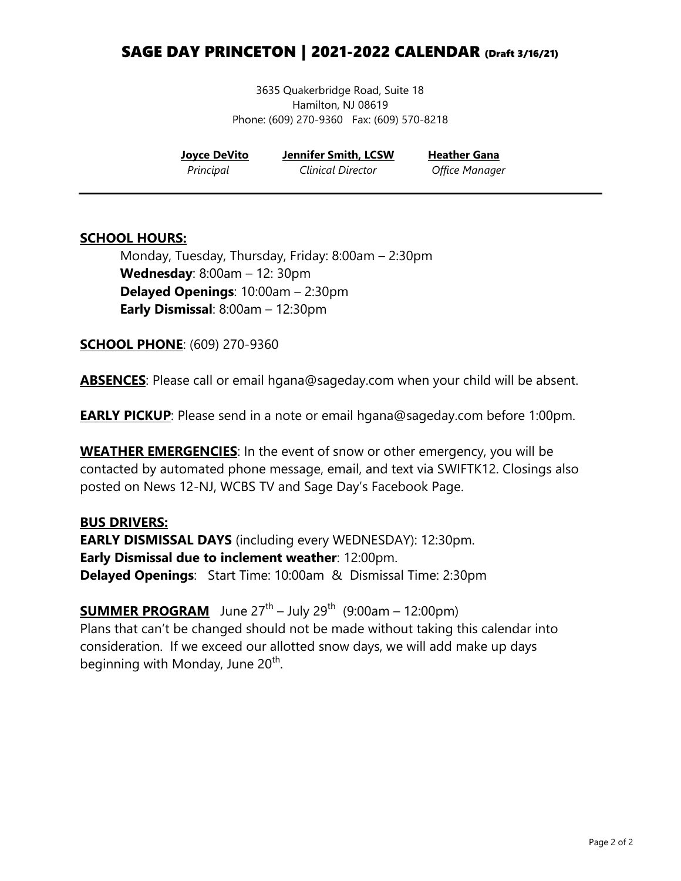# SAGE DAY PRINCETON | 2021-2022 CALENDAR (Draft 3/16/21)

3635 Quakerbridge Road, Suite 18
Hamilton, NJ 08619
Phone: (609) 270-9360 Fax: (609) 570-8218

| **Joyce DeVito** | **Jennifer Smith, LCSW** | **Heather Gana** |
|---|---|---|
| *Principal* | *Clinical Director* | *Office Manager* |

---

**SCHOOL HOURS:**

Monday, Tuesday, Thursday, Friday: 8:00am – 2:30pm
**Wednesday**: 8:00am – 12: 30pm
**Delayed Openings**: 10:00am – 2:30pm
**Early Dismissal**: 8:00am – 12:30pm

**SCHOOL PHONE**: (609) 270-9360

**ABSENCES**: Please call or email hgana@sageday.com when your child will be absent.

**EARLY PICKUP**: Please send in a note or email hgana@sageday.com before 1:00pm.

**WEATHER EMERGENCIES**: In the event of snow or other emergency, you will be contacted by automated phone message, email, and text via SWIFTK12. Closings also posted on News 12-NJ, WCBS TV and Sage Day's Facebook Page.

**BUS DRIVERS:**
**EARLY DISMISSAL DAYS** (including every WEDNESDAY): 12:30pm.
**Early Dismissal due to inclement weather**: 12:00pm.
**Delayed Openings**: Start Time: 10:00am & Dismissal Time: 2:30pm

**SUMMER PROGRAM** June 27th – July 29th (9:00am – 12:00pm)
Plans that can't be changed should not be made without taking this calendar into consideration. If we exceed our allotted snow days, we will add make up days beginning with Monday, June 20th.